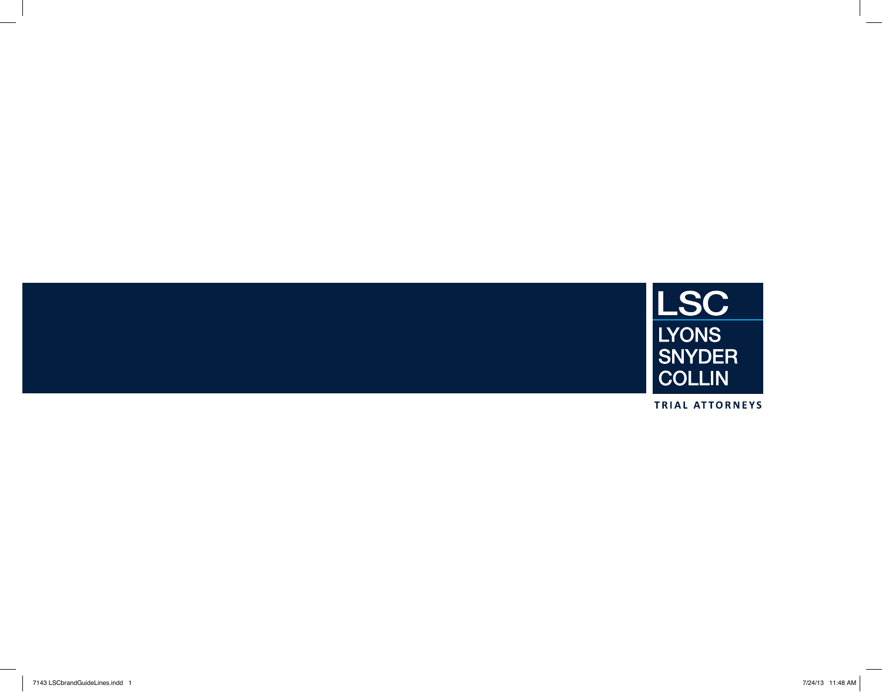LSC

LYONS
SNYDER
COLLIN

TRIAL ATTORNEYS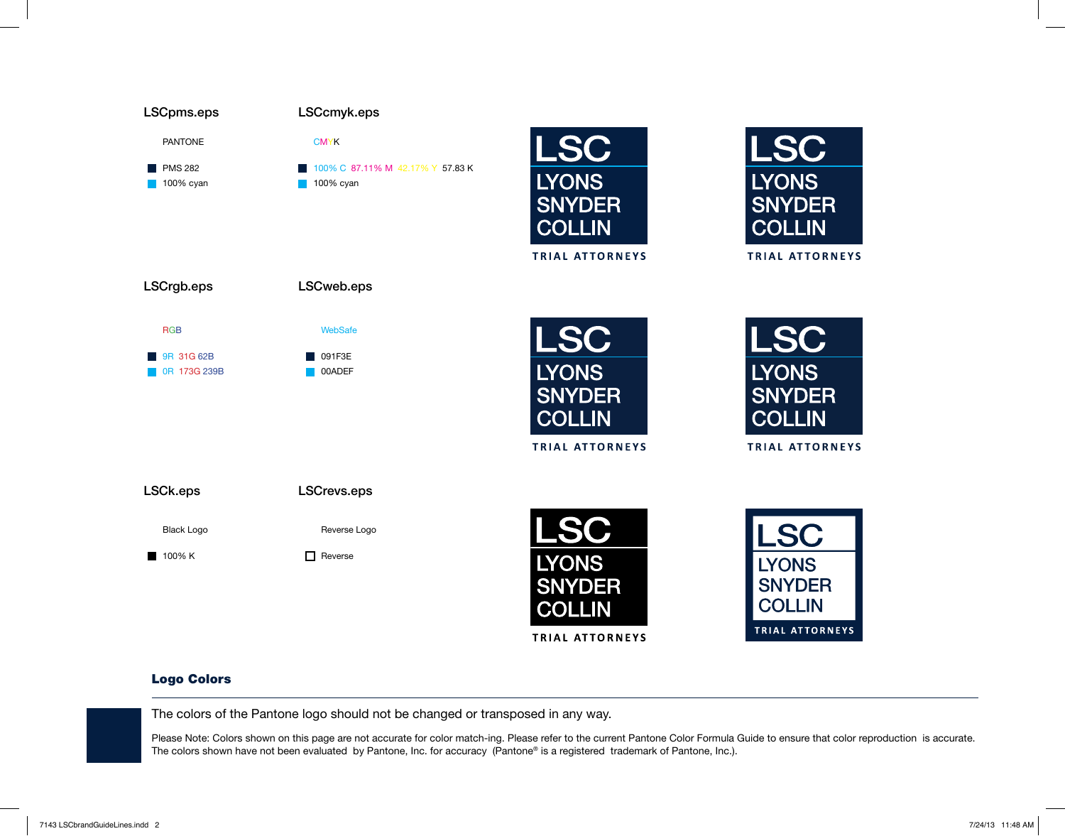### LSCpms.eps

PANTONE

- PMS 282
- 100% cyan

### LSCcmyk.eps

CMYK

- 100% C 87.11% M 42.17% Y 57.83 K
- 100% cyan

LSC
LYONS
SNYDER
COLLIN
TRIAL ATTORNEYS

LSC
LYONS
SNYDER
COLLIN
TRIAL ATTORNEYS

### LSCrgb.eps

RGB

- 9R 31G 62B
- 0R 173G 239B

### LSCweb.eps

WebSafe

- 091F3E
- 00ADEF

LSC
LYONS
SNYDER
COLLIN
TRIAL ATTORNEYS

LSC
LYONS
SNYDER
COLLIN
TRIAL ATTORNEYS

### LSCk.eps

Black Logo

- 100% K

### LSCrevs.eps

Reverse Logo

- Reverse

LSC
LYONS
SNYDER
COLLIN
TRIAL ATTORNEYS

LSC
LYONS
SNYDER
COLLIN
TRIAL ATTORNEYS

## Logo Colors

The colors of the Pantone logo should not be changed or transposed in any way.

Please Note: Colors shown on this page are not accurate for color match-ing. Please refer to the current Pantone Color Formula Guide to ensure that color reproduction is accurate. The colors shown have not been evaluated by Pantone, Inc. for accuracy (Pantone® is a registered trademark of Pantone, Inc.).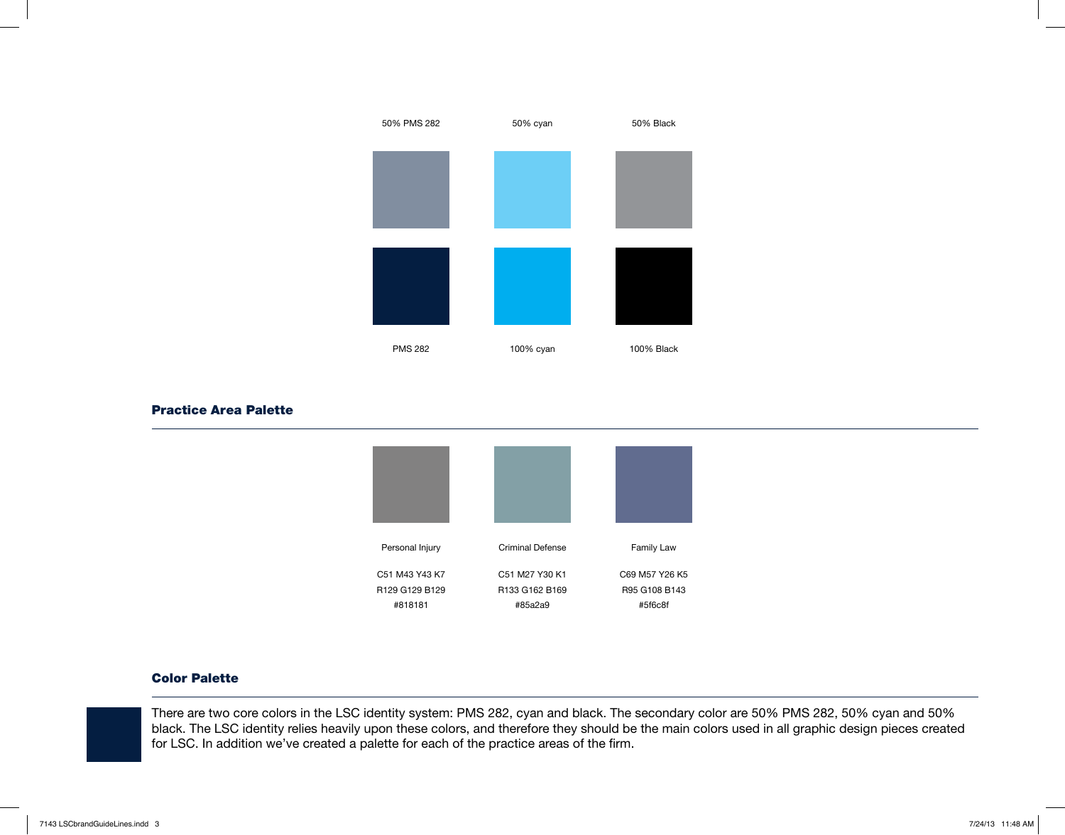| 50% PMS 282 | 50% cyan | 50% Black |
| --- | --- | --- |
| PMS 282 | 100% cyan | 100% Black |

## Practice Area Palette

| Personal Injury | Criminal Defense | Family Law |
| --- | --- | --- |
| C51 M43 Y43 K7 | C51 M27 Y30 K1 | C69 M57 Y26 K5 |
| R129 G129 B129 | R133 G162 B169 | R95 G108 B143 |
| #818181 | #85a2a9 | #5f6c8f |

## Color Palette

There are two core colors in the LSC identity system: PMS 282, cyan and black. The secondary color are 50% PMS 282, 50% cyan and 50% black. The LSC identity relies heavily upon these colors, and therefore they should be the main colors used in all graphic design pieces created for LSC. In addition we've created a palette for each of the practice areas of the firm.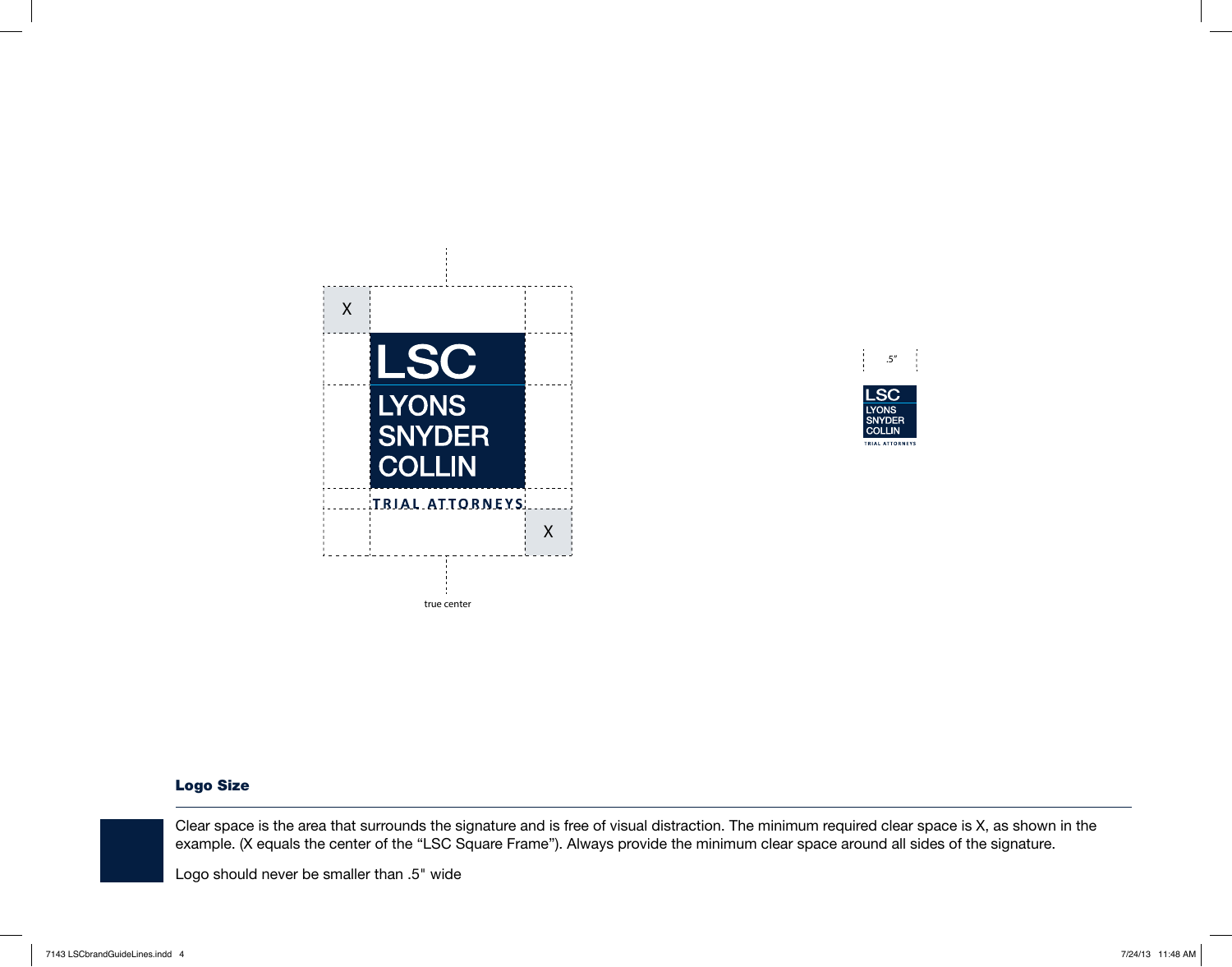X

LSC

LYONS
SNYDER
COLLIN

TRIAL ATTORNEYS

X

true center

.5"

LSC

LYONS
SNYDER
COLLIN

TRIAL ATTORNEYS

## Logo Size

Clear space is the area that surrounds the signature and is free of visual distraction. The minimum required clear space is X, as shown in the example. (X equals the center of the "LSC Square Frame"). Always provide the minimum clear space around all sides of the signature.

Logo should never be smaller than .5" wide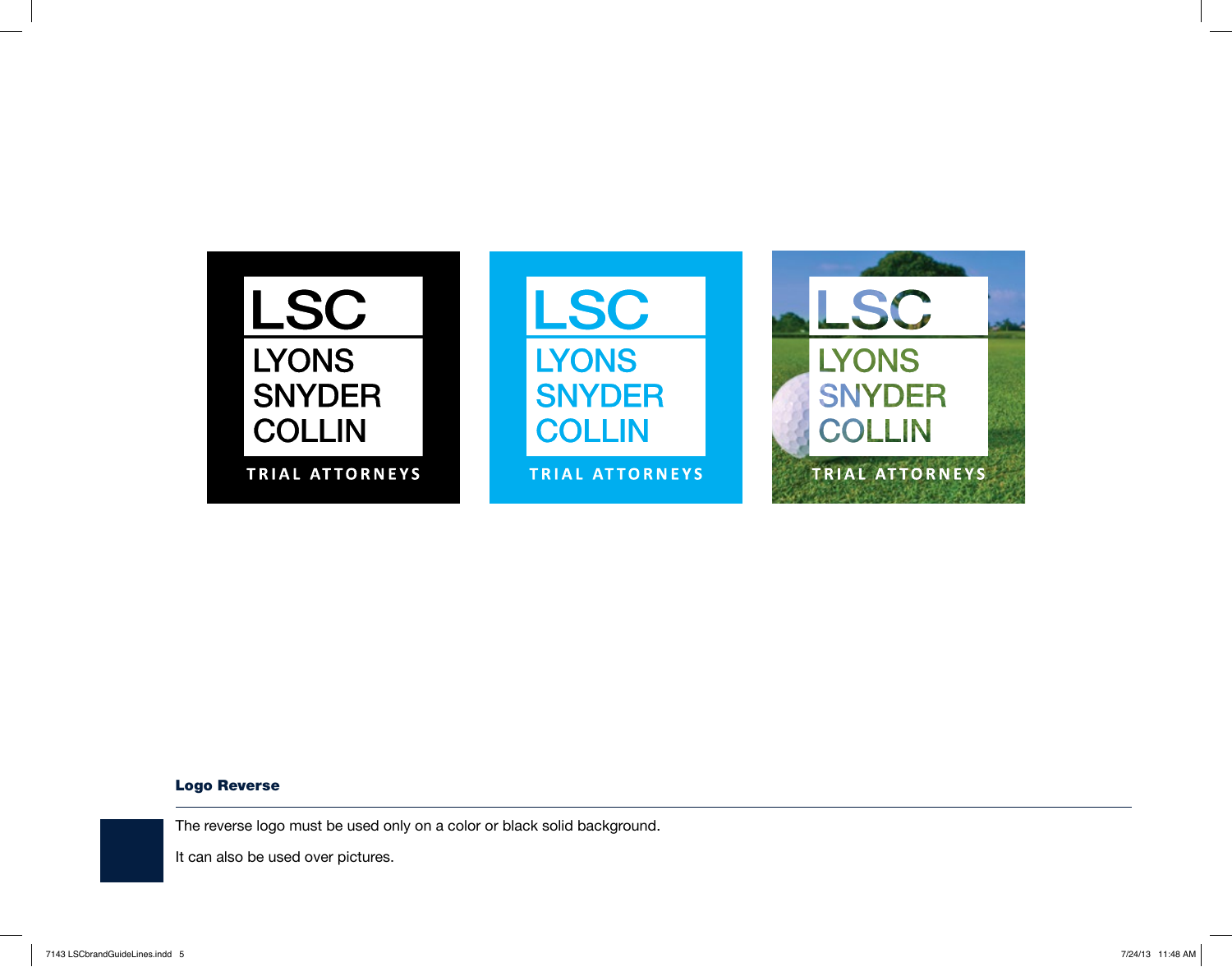LSC
LYONS
SNYDER
COLLIN
TRIAL ATTORNEYS

LSC
LYONS
SNYDER
COLLIN
TRIAL ATTORNEYS

LSC
LYONS
SNYDER
COLLIN
TRIAL ATTORNEYS

**Logo Reverse**

The reverse logo must be used only on a color or black solid background.

It can also be used over pictures.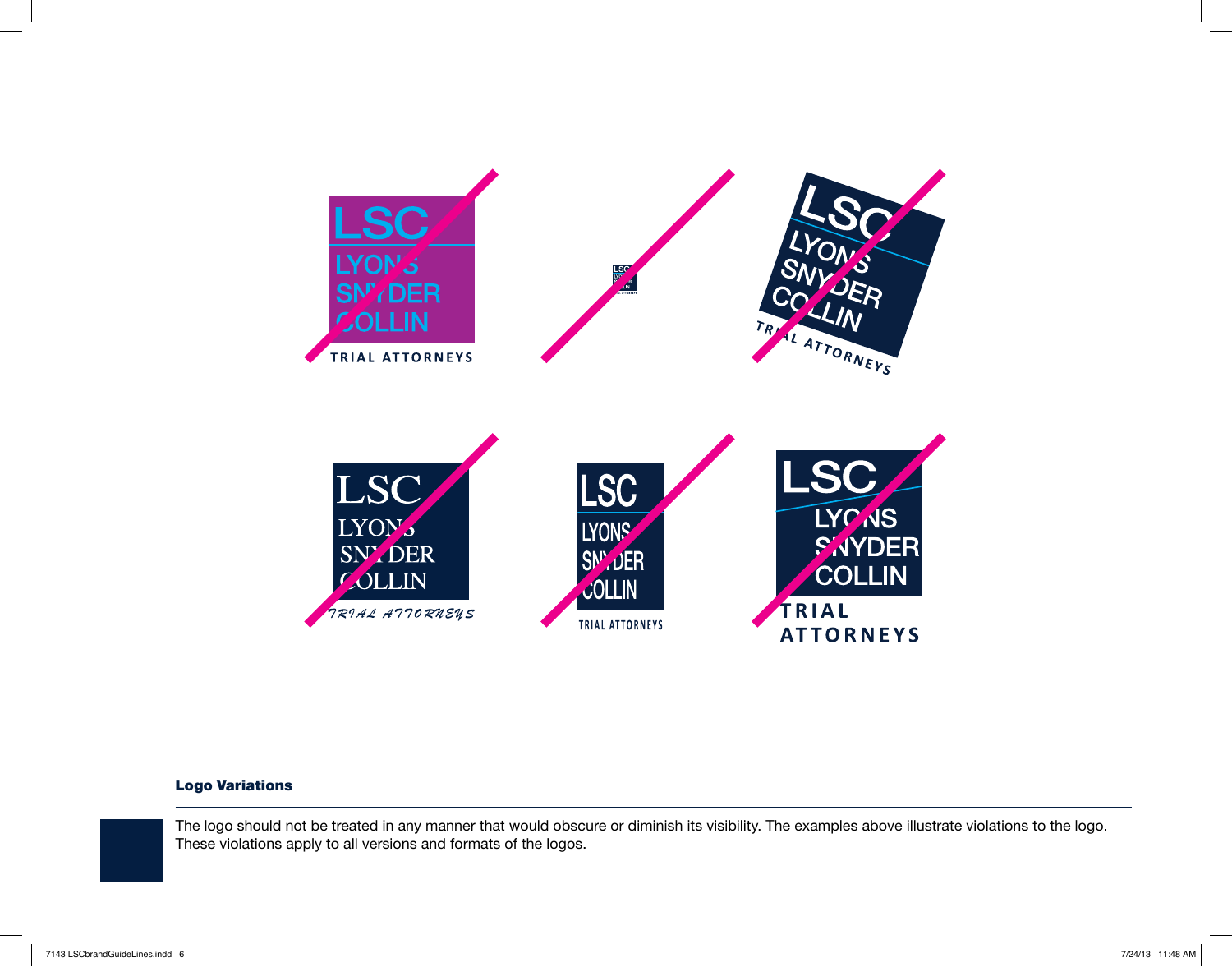## Logo Variations

The logo should not be treated in any manner that would obscure or diminish its visibility. The examples above illustrate violations to the logo. These violations apply to all versions and formats of the logos.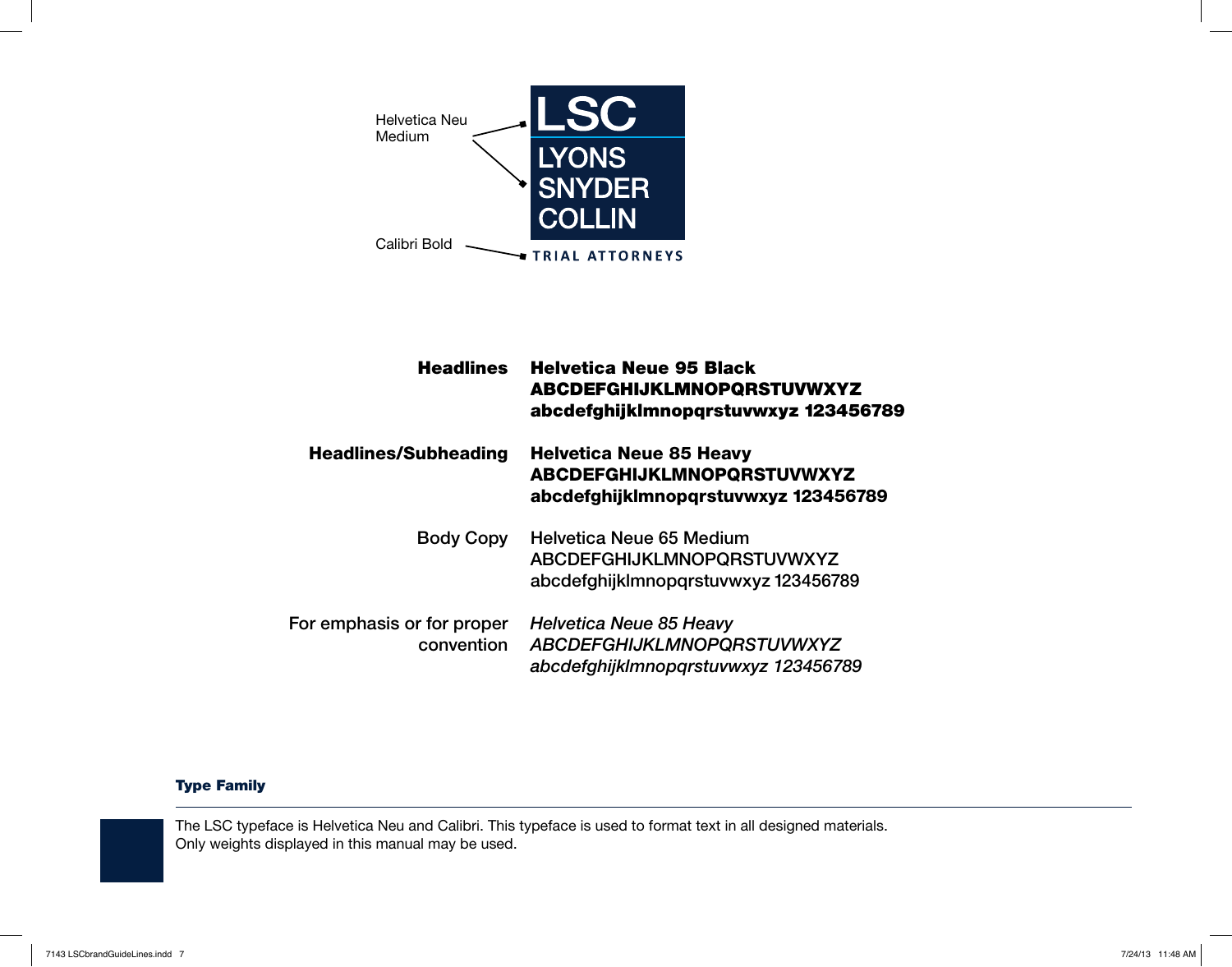Helvetica Neu Medium

**LSC**

**LYONS SNYDER COLLIN**

Calibri Bold

**TRIAL ATTORNEYS**

| | |
|---|---|
| **Headlines** | **Helvetica Neue 95 Black**<br>**ABCDEFGHIJKLMNOPQRSTUVWXYZ**<br>**abcdefghijklmnopqrstuvwxyz 123456789** |
| **Headlines/Subheading** | **Helvetica Neue 85 Heavy**<br>**ABCDEFGHIJKLMNOPQRSTUVWXYZ**<br>**abcdefghijklmnopqrstuvwxyz 123456789** |
| Body Copy | Helvetica Neue 65 Medium<br>ABCDEFGHIJKLMNOPQRSTUVWXYZ<br>abcdefghijklmnopqrstuvwxyz 123456789 |
| For emphasis or for proper convention | *Helvetica Neue 85 Heavy*<br>*ABCDEFGHIJKLMNOPQRSTUVWXYZ*<br>*abcdefghijklmnopqrstuvwxyz 123456789* |

## Type Family

The LSC typeface is Helvetica Neu and Calibri. This typeface is used to format text in all designed materials. Only weights displayed in this manual may be used.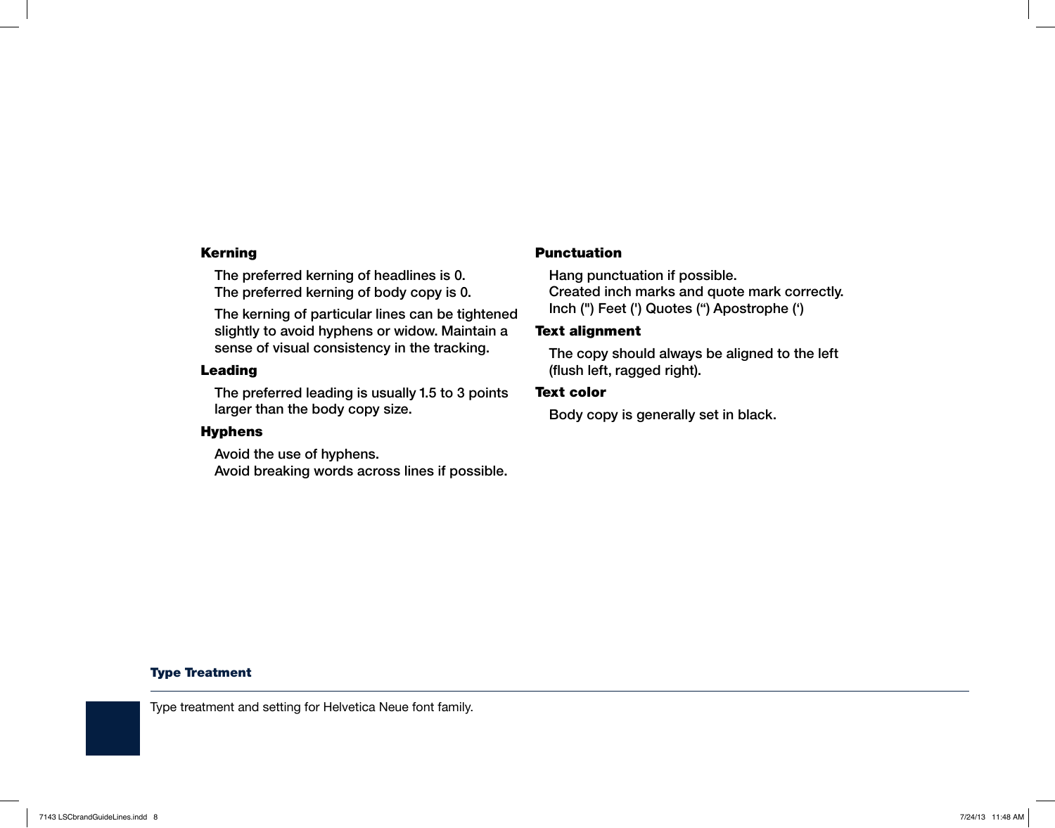### Kerning

The preferred kerning of headlines is 0.
The preferred kerning of body copy is 0.

The kerning of particular lines can be tightened slightly to avoid hyphens or widow. Maintain a sense of visual consistency in the tracking.

### Leading

The preferred leading is usually 1.5 to 3 points larger than the body copy size.

### Hyphens

Avoid the use of hyphens.
Avoid breaking words across lines if possible.

### Punctuation

Hang punctuation if possible.
Created inch marks and quote mark correctly.
Inch (") Feet (') Quotes (“) Apostrophe (‘)

### Text alignment

The copy should always be aligned to the left (flush left, ragged right).

### Text color

Body copy is generally set in black.

## Type Treatment

Type treatment and setting for Helvetica Neue font family.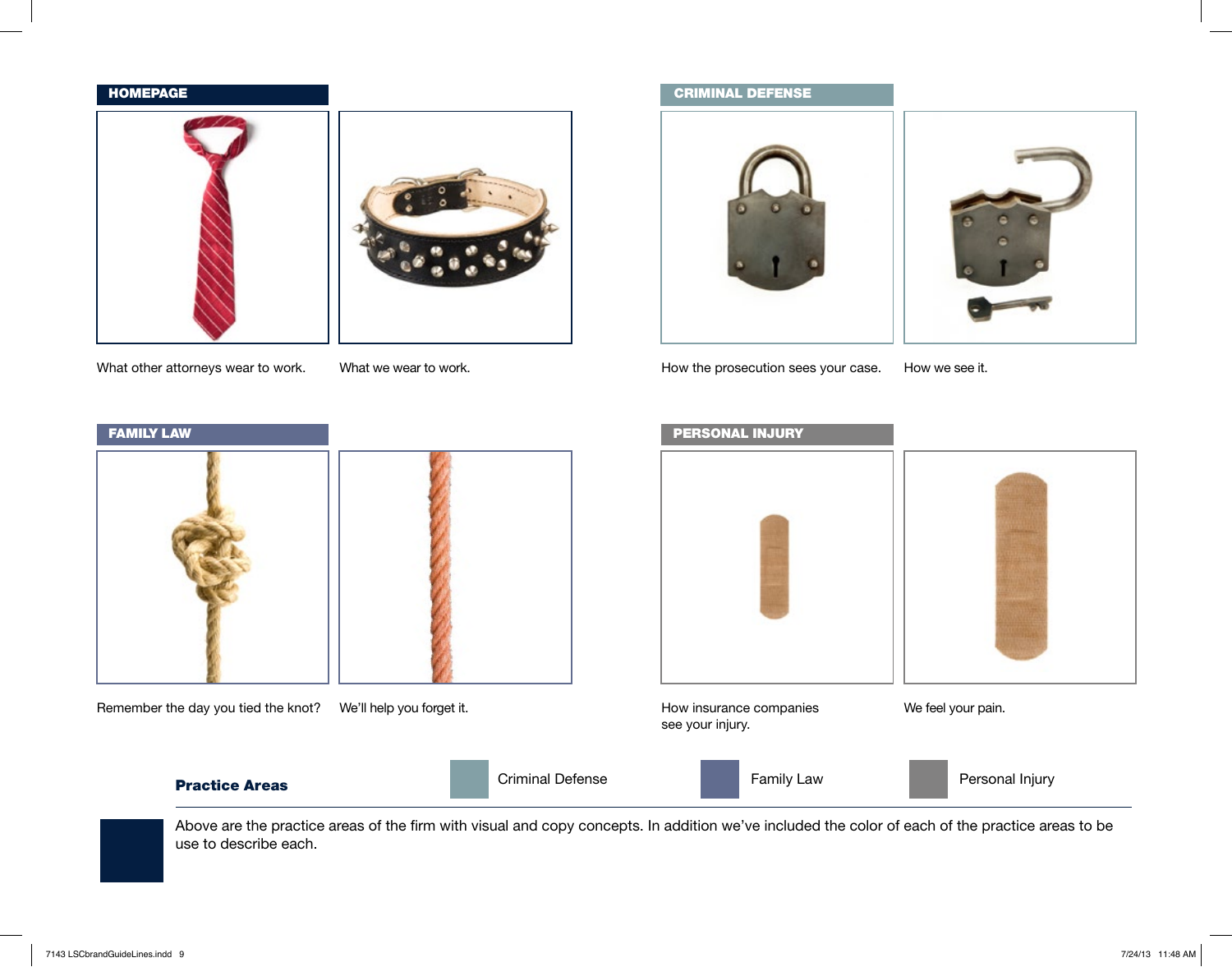## HOMEPAGE

What other attorneys wear to work.

What we wear to work.

## CRIMINAL DEFENSE

How the prosecution sees your case.

How we see it.

## FAMILY LAW

Remember the day you tied the knot?

We'll help you forget it.

## PERSONAL INJURY

How insurance companies see your injury.

We feel your pain.

**Practice Areas**

- Criminal Defense
- Family Law
- Personal Injury

Above are the practice areas of the firm with visual and copy concepts. In addition we've included the color of each of the practice areas to be use to describe each.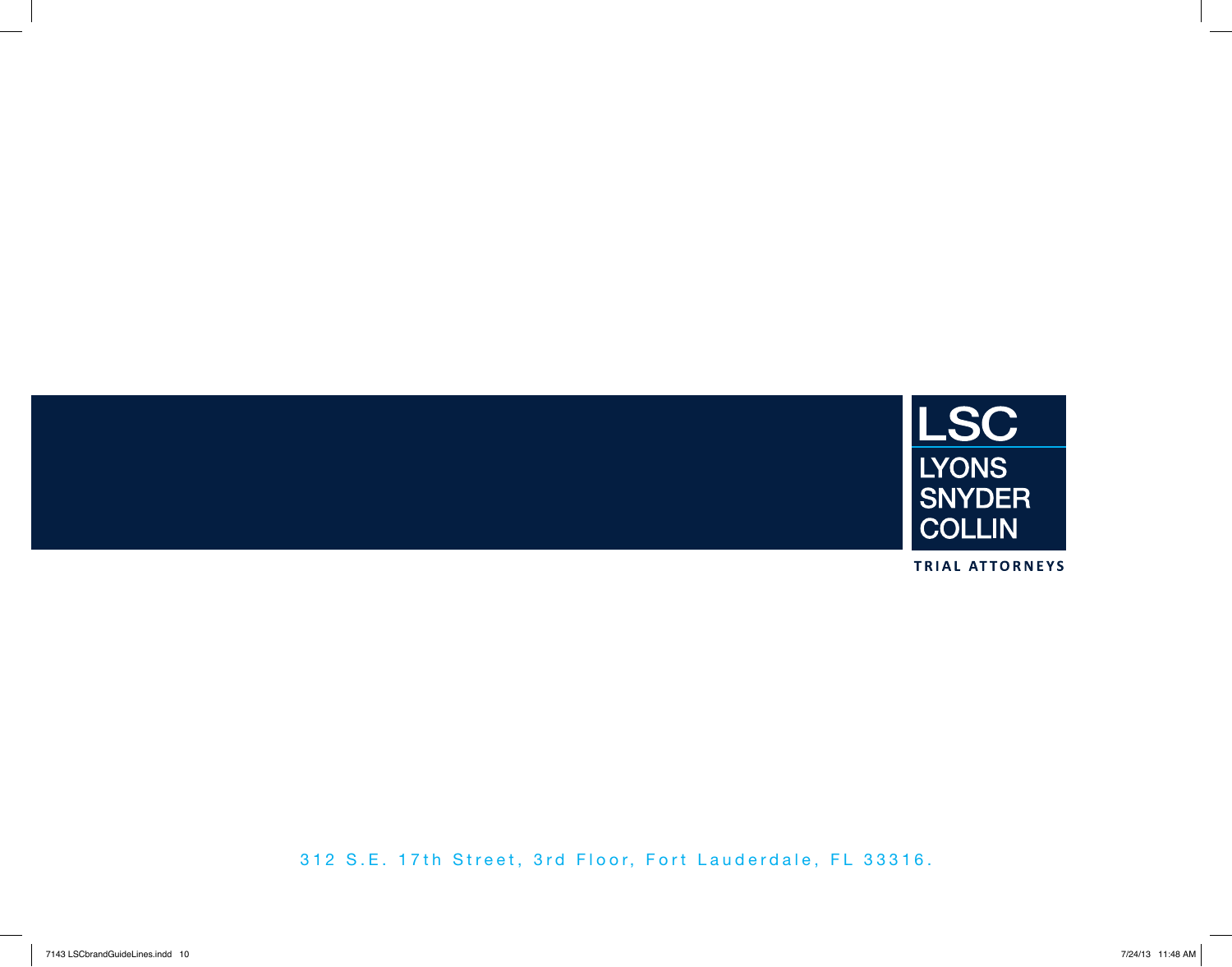LSC
LYONS
SNYDER
COLLIN

TRIAL ATTORNEYS

312 S.E. 17th Street, 3rd Floor, Fort Lauderdale, FL 33316.